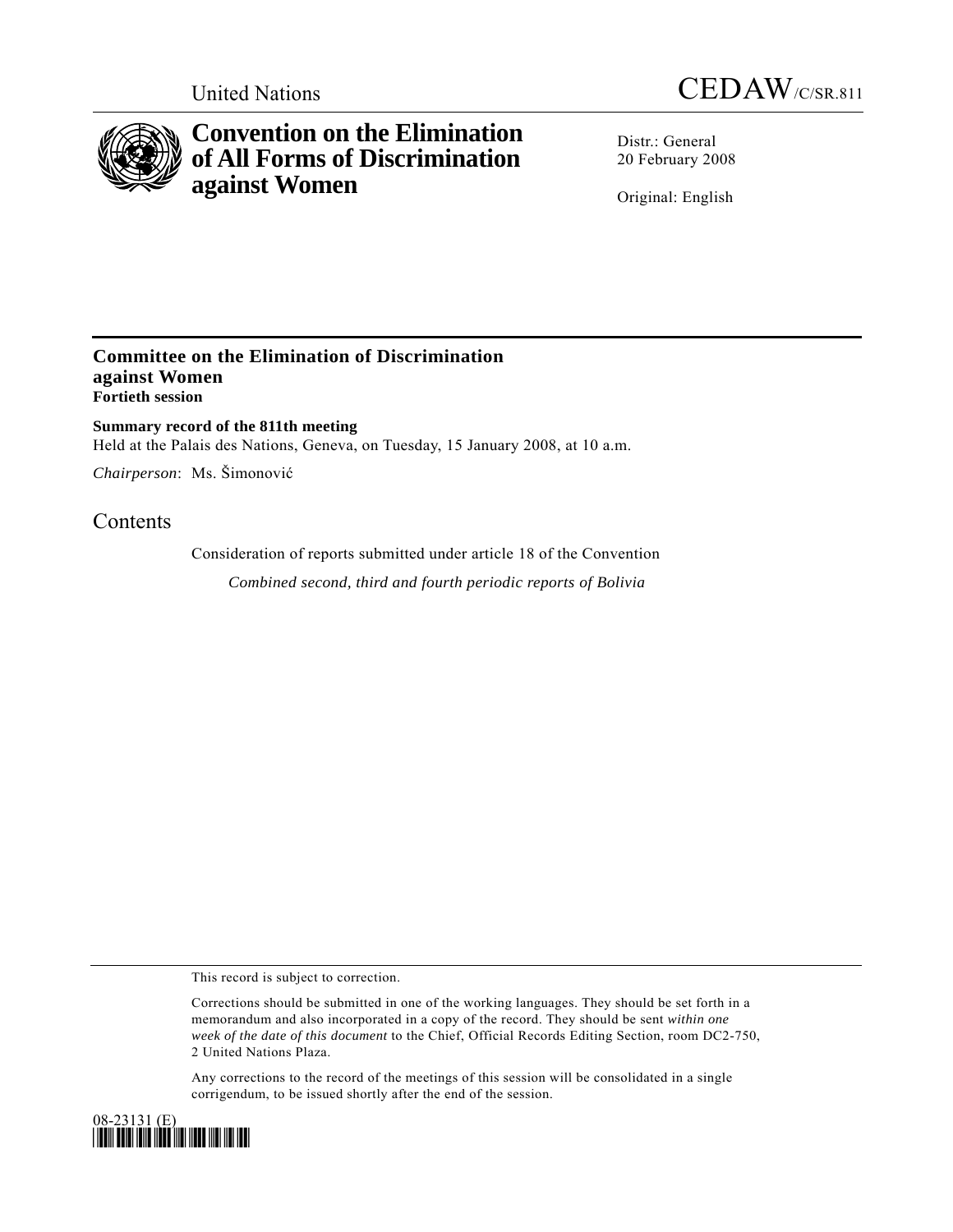United Nations

# CEDAW/C/SR.811

# Convention on the Elimination of All Forms of Discrimination against Women

Distr.: General
20 February 2008

Original: English

## Committee on the Elimination of Discrimination against Women
**Fortieth session**

**Summary record of the 811th meeting**
Held at the Palais des Nations, Geneva, on Tuesday, 15 January 2008, at 10 a.m.

*Chairperson*: Ms. Šimonović

## Contents

Consideration of reports submitted under article 18 of the Convention

*Combined second, third and fourth periodic reports of Bolivia*

This record is subject to correction.

Corrections should be submitted in one of the working languages. They should be set forth in a memorandum and also incorporated in a copy of the record. They should be sent *within one week of the date of this document* to the Chief, Official Records Editing Section, room DC2-750, 2 United Nations Plaza.

Any corrections to the record of the meetings of this session will be consolidated in a single corrigendum, to be issued shortly after the end of the session.

08-23131 (E)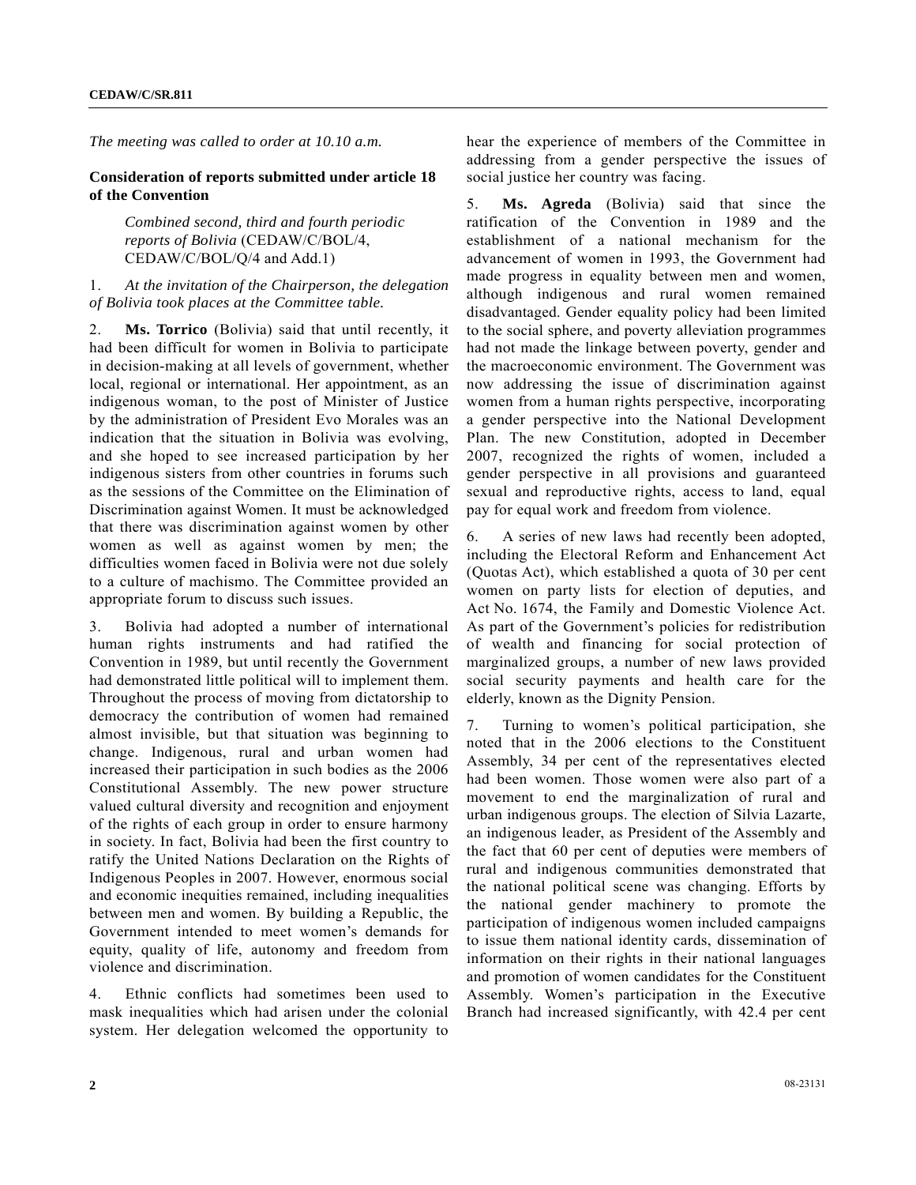*The meeting was called to order at 10.10 a.m.*

**Consideration of reports submitted under article 18 of the Convention**

*Combined second, third and fourth periodic reports of Bolivia* (CEDAW/C/BOL/4, CEDAW/C/BOL/Q/4 and Add.1)

1. *At the invitation of the Chairperson, the delegation of Bolivia took places at the Committee table.*

2. **Ms. Torrico** (Bolivia) said that until recently, it had been difficult for women in Bolivia to participate in decision-making at all levels of government, whether local, regional or international. Her appointment, as an indigenous woman, to the post of Minister of Justice by the administration of President Evo Morales was an indication that the situation in Bolivia was evolving, and she hoped to see increased participation by her indigenous sisters from other countries in forums such as the sessions of the Committee on the Elimination of Discrimination against Women. It must be acknowledged that there was discrimination against women by other women as well as against women by men; the difficulties women faced in Bolivia were not due solely to a culture of machismo. The Committee provided an appropriate forum to discuss such issues.

3. Bolivia had adopted a number of international human rights instruments and had ratified the Convention in 1989, but until recently the Government had demonstrated little political will to implement them. Throughout the process of moving from dictatorship to democracy the contribution of women had remained almost invisible, but that situation was beginning to change. Indigenous, rural and urban women had increased their participation in such bodies as the 2006 Constitutional Assembly. The new power structure valued cultural diversity and recognition and enjoyment of the rights of each group in order to ensure harmony in society. In fact, Bolivia had been the first country to ratify the United Nations Declaration on the Rights of Indigenous Peoples in 2007. However, enormous social and economic inequities remained, including inequalities between men and women. By building a Republic, the Government intended to meet women's demands for equity, quality of life, autonomy and freedom from violence and discrimination.

4. Ethnic conflicts had sometimes been used to mask inequalities which had arisen under the colonial system. Her delegation welcomed the opportunity to hear the experience of members of the Committee in addressing from a gender perspective the issues of social justice her country was facing.

5. **Ms. Agreda** (Bolivia) said that since the ratification of the Convention in 1989 and the establishment of a national mechanism for the advancement of women in 1993, the Government had made progress in equality between men and women, although indigenous and rural women remained disadvantaged. Gender equality policy had been limited to the social sphere, and poverty alleviation programmes had not made the linkage between poverty, gender and the macroeconomic environment. The Government was now addressing the issue of discrimination against women from a human rights perspective, incorporating a gender perspective into the National Development Plan. The new Constitution, adopted in December 2007, recognized the rights of women, included a gender perspective in all provisions and guaranteed sexual and reproductive rights, access to land, equal pay for equal work and freedom from violence.

6. A series of new laws had recently been adopted, including the Electoral Reform and Enhancement Act (Quotas Act), which established a quota of 30 per cent women on party lists for election of deputies, and Act No. 1674, the Family and Domestic Violence Act. As part of the Government's policies for redistribution of wealth and financing for social protection of marginalized groups, a number of new laws provided social security payments and health care for the elderly, known as the Dignity Pension.

7. Turning to women's political participation, she noted that in the 2006 elections to the Constituent Assembly, 34 per cent of the representatives elected had been women. Those women were also part of a movement to end the marginalization of rural and urban indigenous groups. The election of Silvia Lazarte, an indigenous leader, as President of the Assembly and the fact that 60 per cent of deputies were members of rural and indigenous communities demonstrated that the national political scene was changing. Efforts by the national gender machinery to promote the participation of indigenous women included campaigns to issue them national identity cards, dissemination of information on their rights in their national languages and promotion of women candidates for the Constituent Assembly. Women's participation in the Executive Branch had increased significantly, with 42.4 per cent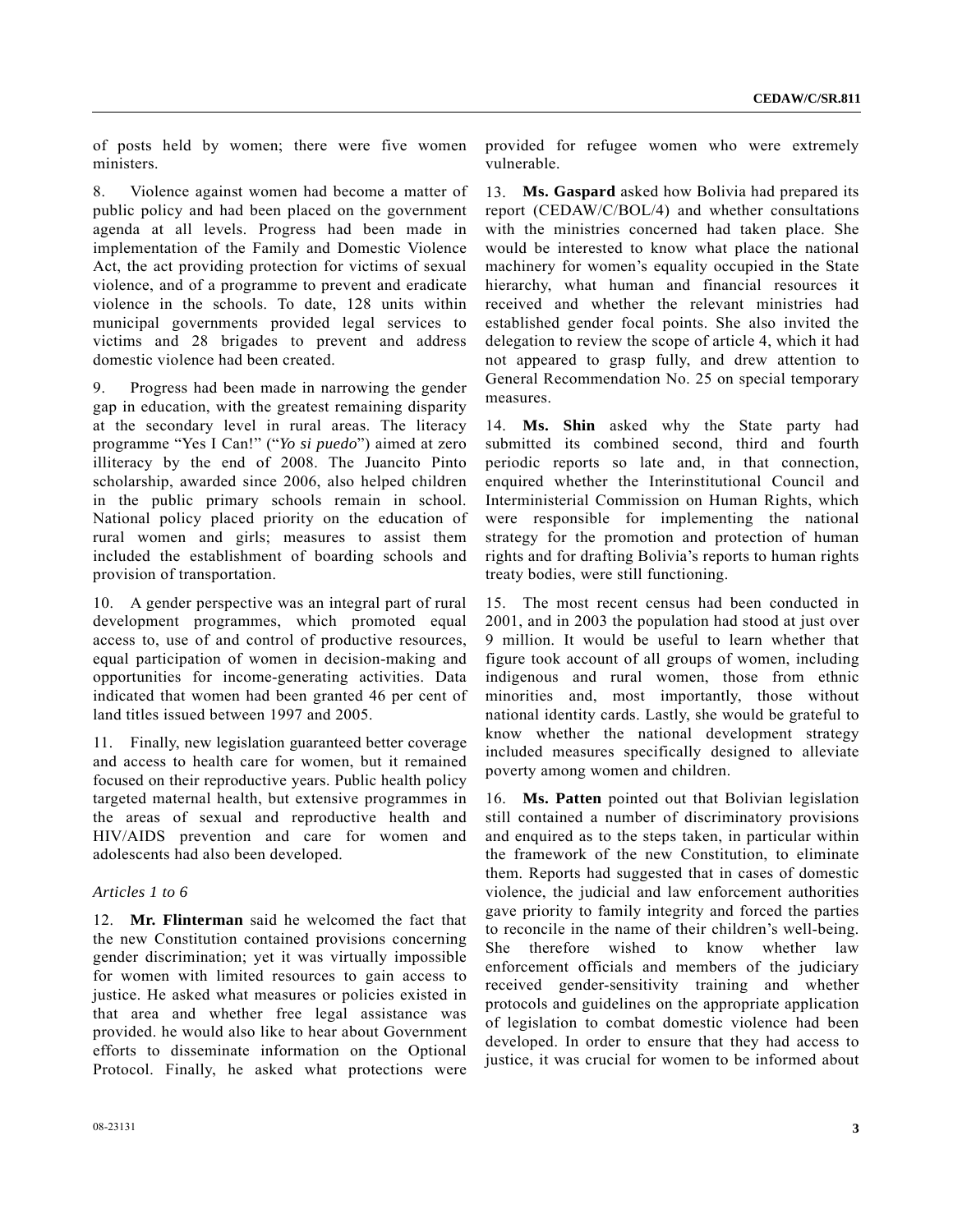of posts held by women; there were five women ministers.

8. Violence against women had become a matter of public policy and had been placed on the government agenda at all levels. Progress had been made in implementation of the Family and Domestic Violence Act, the act providing protection for victims of sexual violence, and of a programme to prevent and eradicate violence in the schools. To date, 128 units within municipal governments provided legal services to victims and 28 brigades to prevent and address domestic violence had been created.

9. Progress had been made in narrowing the gender gap in education, with the greatest remaining disparity at the secondary level in rural areas. The literacy programme "Yes I Can!" ("*Yo si puedo*") aimed at zero illiteracy by the end of 2008. The Juancito Pinto scholarship, awarded since 2006, also helped children in the public primary schools remain in school. National policy placed priority on the education of rural women and girls; measures to assist them included the establishment of boarding schools and provision of transportation.

10. A gender perspective was an integral part of rural development programmes, which promoted equal access to, use of and control of productive resources, equal participation of women in decision-making and opportunities for income-generating activities. Data indicated that women had been granted 46 per cent of land titles issued between 1997 and 2005.

11. Finally, new legislation guaranteed better coverage and access to health care for women, but it remained focused on their reproductive years. Public health policy targeted maternal health, but extensive programmes in the areas of sexual and reproductive health and HIV/AIDS prevention and care for women and adolescents had also been developed.

*Articles 1 to 6*

12. **Mr. Flinterman** said he welcomed the fact that the new Constitution contained provisions concerning gender discrimination; yet it was virtually impossible for women with limited resources to gain access to justice. He asked what measures or policies existed in that area and whether free legal assistance was provided. he would also like to hear about Government efforts to disseminate information on the Optional Protocol. Finally, he asked what protections were provided for refugee women who were extremely vulnerable.

13. **Ms. Gaspard** asked how Bolivia had prepared its report (CEDAW/C/BOL/4) and whether consultations with the ministries concerned had taken place. She would be interested to know what place the national machinery for women's equality occupied in the State hierarchy, what human and financial resources it received and whether the relevant ministries had established gender focal points. She also invited the delegation to review the scope of article 4, which it had not appeared to grasp fully, and drew attention to General Recommendation No. 25 on special temporary measures.

14. **Ms. Shin** asked why the State party had submitted its combined second, third and fourth periodic reports so late and, in that connection, enquired whether the Interinstitutional Council and Interministerial Commission on Human Rights, which were responsible for implementing the national strategy for the promotion and protection of human rights and for drafting Bolivia's reports to human rights treaty bodies, were still functioning.

15. The most recent census had been conducted in 2001, and in 2003 the population had stood at just over 9 million. It would be useful to learn whether that figure took account of all groups of women, including indigenous and rural women, those from ethnic minorities and, most importantly, those without national identity cards. Lastly, she would be grateful to know whether the national development strategy included measures specifically designed to alleviate poverty among women and children.

16. **Ms. Patten** pointed out that Bolivian legislation still contained a number of discriminatory provisions and enquired as to the steps taken, in particular within the framework of the new Constitution, to eliminate them. Reports had suggested that in cases of domestic violence, the judicial and law enforcement authorities gave priority to family integrity and forced the parties to reconcile in the name of their children's well-being. She therefore wished to know whether law enforcement officials and members of the judiciary received gender-sensitivity training and whether protocols and guidelines on the appropriate application of legislation to combat domestic violence had been developed. In order to ensure that they had access to justice, it was crucial for women to be informed about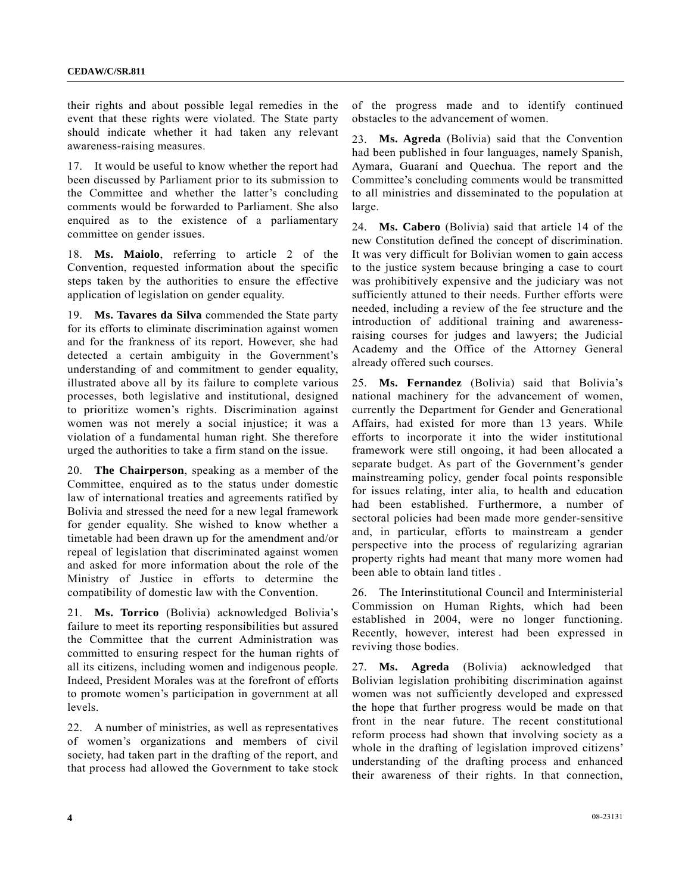their rights and about possible legal remedies in the event that these rights were violated. The State party should indicate whether it had taken any relevant awareness-raising measures.

17. It would be useful to know whether the report had been discussed by Parliament prior to its submission to the Committee and whether the latter's concluding comments would be forwarded to Parliament. She also enquired as to the existence of a parliamentary committee on gender issues.

18. **Ms. Maiolo**, referring to article 2 of the Convention, requested information about the specific steps taken by the authorities to ensure the effective application of legislation on gender equality.

19. **Ms. Tavares da Silva** commended the State party for its efforts to eliminate discrimination against women and for the frankness of its report. However, she had detected a certain ambiguity in the Government's understanding of and commitment to gender equality, illustrated above all by its failure to complete various processes, both legislative and institutional, designed to prioritize women's rights. Discrimination against women was not merely a social injustice; it was a violation of a fundamental human right. She therefore urged the authorities to take a firm stand on the issue.

20. **The Chairperson**, speaking as a member of the Committee, enquired as to the status under domestic law of international treaties and agreements ratified by Bolivia and stressed the need for a new legal framework for gender equality. She wished to know whether a timetable had been drawn up for the amendment and/or repeal of legislation that discriminated against women and asked for more information about the role of the Ministry of Justice in efforts to determine the compatibility of domestic law with the Convention.

21. **Ms. Torrico** (Bolivia) acknowledged Bolivia's failure to meet its reporting responsibilities but assured the Committee that the current Administration was committed to ensuring respect for the human rights of all its citizens, including women and indigenous people. Indeed, President Morales was at the forefront of efforts to promote women's participation in government at all levels.

22. A number of ministries, as well as representatives of women's organizations and members of civil society, had taken part in the drafting of the report, and that process had allowed the Government to take stock of the progress made and to identify continued obstacles to the advancement of women.

23. **Ms. Agreda** (Bolivia) said that the Convention had been published in four languages, namely Spanish, Aymara, Guaraní and Quechua. The report and the Committee's concluding comments would be transmitted to all ministries and disseminated to the population at large.

24. **Ms. Cabero** (Bolivia) said that article 14 of the new Constitution defined the concept of discrimination. It was very difficult for Bolivian women to gain access to the justice system because bringing a case to court was prohibitively expensive and the judiciary was not sufficiently attuned to their needs. Further efforts were needed, including a review of the fee structure and the introduction of additional training and awareness-raising courses for judges and lawyers; the Judicial Academy and the Office of the Attorney General already offered such courses.

25. **Ms. Fernandez** (Bolivia) said that Bolivia's national machinery for the advancement of women, currently the Department for Gender and Generational Affairs, had existed for more than 13 years. While efforts to incorporate it into the wider institutional framework were still ongoing, it had been allocated a separate budget. As part of the Government's gender mainstreaming policy, gender focal points responsible for issues relating, inter alia, to health and education had been established. Furthermore, a number of sectoral policies had been made more gender-sensitive and, in particular, efforts to mainstream a gender perspective into the process of regularizing agrarian property rights had meant that many more women had been able to obtain land titles .

26. The Interinstitutional Council and Interministerial Commission on Human Rights, which had been established in 2004, were no longer functioning. Recently, however, interest had been expressed in reviving those bodies.

27. **Ms. Agreda** (Bolivia) acknowledged that Bolivian legislation prohibiting discrimination against women was not sufficiently developed and expressed the hope that further progress would be made on that front in the near future. The recent constitutional reform process had shown that involving society as a whole in the drafting of legislation improved citizens' understanding of the drafting process and enhanced their awareness of their rights. In that connection,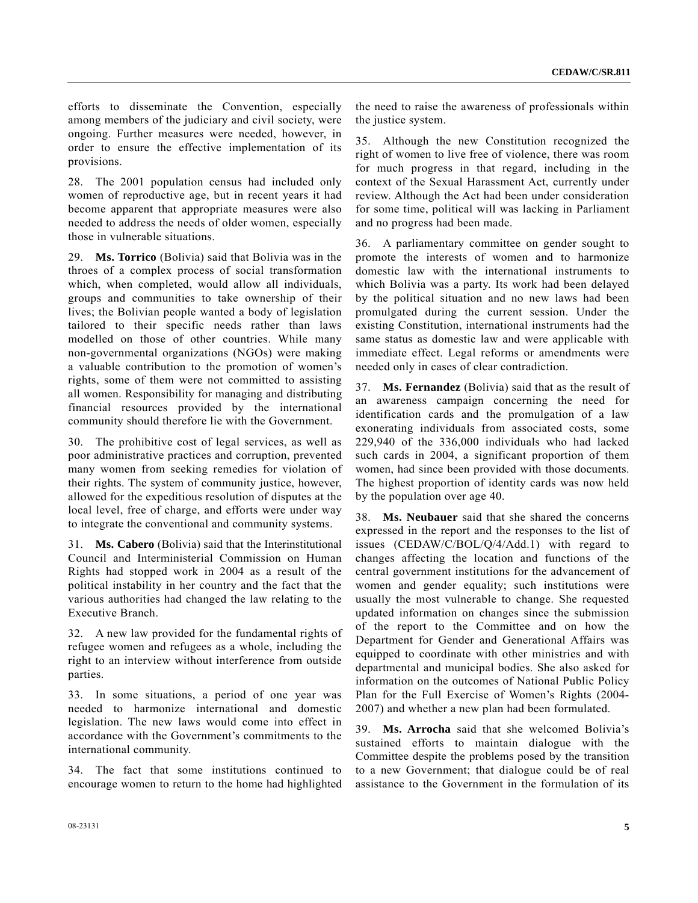efforts to disseminate the Convention, especially among members of the judiciary and civil society, were ongoing. Further measures were needed, however, in order to ensure the effective implementation of its provisions.

28. The 2001 population census had included only women of reproductive age, but in recent years it had become apparent that appropriate measures were also needed to address the needs of older women, especially those in vulnerable situations.

29. **Ms. Torrico** (Bolivia) said that Bolivia was in the throes of a complex process of social transformation which, when completed, would allow all individuals, groups and communities to take ownership of their lives; the Bolivian people wanted a body of legislation tailored to their specific needs rather than laws modelled on those of other countries. While many non-governmental organizations (NGOs) were making a valuable contribution to the promotion of women's rights, some of them were not committed to assisting all women. Responsibility for managing and distributing financial resources provided by the international community should therefore lie with the Government.

30. The prohibitive cost of legal services, as well as poor administrative practices and corruption, prevented many women from seeking remedies for violation of their rights. The system of community justice, however, allowed for the expeditious resolution of disputes at the local level, free of charge, and efforts were under way to integrate the conventional and community systems.

31. **Ms. Cabero** (Bolivia) said that the Interinstitutional Council and Interministerial Commission on Human Rights had stopped work in 2004 as a result of the political instability in her country and the fact that the various authorities had changed the law relating to the Executive Branch.

32. A new law provided for the fundamental rights of refugee women and refugees as a whole, including the right to an interview without interference from outside parties.

33. In some situations, a period of one year was needed to harmonize international and domestic legislation. The new laws would come into effect in accordance with the Government's commitments to the international community.

34. The fact that some institutions continued to encourage women to return to the home had highlighted the need to raise the awareness of professionals within the justice system.

35. Although the new Constitution recognized the right of women to live free of violence, there was room for much progress in that regard, including in the context of the Sexual Harassment Act, currently under review. Although the Act had been under consideration for some time, political will was lacking in Parliament and no progress had been made.

36. A parliamentary committee on gender sought to promote the interests of women and to harmonize domestic law with the international instruments to which Bolivia was a party. Its work had been delayed by the political situation and no new laws had been promulgated during the current session. Under the existing Constitution, international instruments had the same status as domestic law and were applicable with immediate effect. Legal reforms or amendments were needed only in cases of clear contradiction.

37. **Ms. Fernandez** (Bolivia) said that as the result of an awareness campaign concerning the need for identification cards and the promulgation of a law exonerating individuals from associated costs, some 229,940 of the 336,000 individuals who had lacked such cards in 2004, a significant proportion of them women, had since been provided with those documents. The highest proportion of identity cards was now held by the population over age 40.

38. **Ms. Neubauer** said that she shared the concerns expressed in the report and the responses to the list of issues (CEDAW/C/BOL/Q/4/Add.1) with regard to changes affecting the location and functions of the central government institutions for the advancement of women and gender equality; such institutions were usually the most vulnerable to change. She requested updated information on changes since the submission of the report to the Committee and on how the Department for Gender and Generational Affairs was equipped to coordinate with other ministries and with departmental and municipal bodies. She also asked for information on the outcomes of National Public Policy Plan for the Full Exercise of Women's Rights (2004-2007) and whether a new plan had been formulated.

39. **Ms. Arrocha** said that she welcomed Bolivia's sustained efforts to maintain dialogue with the Committee despite the problems posed by the transition to a new Government; that dialogue could be of real assistance to the Government in the formulation of its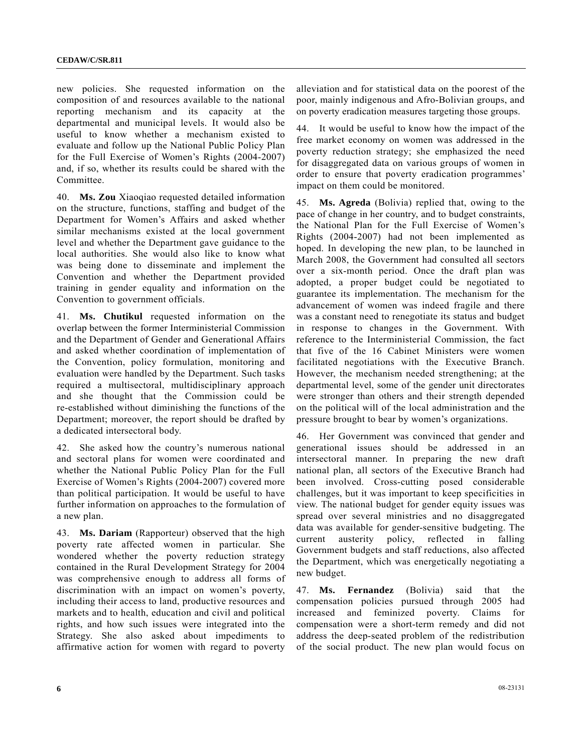new policies. She requested information on the composition of and resources available to the national reporting mechanism and its capacity at the departmental and municipal levels. It would also be useful to know whether a mechanism existed to evaluate and follow up the National Public Policy Plan for the Full Exercise of Women's Rights (2004-2007) and, if so, whether its results could be shared with the Committee.

40. **Ms. Zou** Xiaoqiao requested detailed information on the structure, functions, staffing and budget of the Department for Women's Affairs and asked whether similar mechanisms existed at the local government level and whether the Department gave guidance to the local authorities. She would also like to know what was being done to disseminate and implement the Convention and whether the Department provided training in gender equality and information on the Convention to government officials.

41. **Ms. Chutikul** requested information on the overlap between the former Interministerial Commission and the Department of Gender and Generational Affairs and asked whether coordination of implementation of the Convention, policy formulation, monitoring and evaluation were handled by the Department. Such tasks required a multisectoral, multidisciplinary approach and she thought that the Commission could be re-established without diminishing the functions of the Department; moreover, the report should be drafted by a dedicated intersectoral body.

42. She asked how the country's numerous national and sectoral plans for women were coordinated and whether the National Public Policy Plan for the Full Exercise of Women's Rights (2004-2007) covered more than political participation. It would be useful to have further information on approaches to the formulation of a new plan.

43. **Ms. Dariam** (Rapporteur) observed that the high poverty rate affected women in particular. She wondered whether the poverty reduction strategy contained in the Rural Development Strategy for 2004 was comprehensive enough to address all forms of discrimination with an impact on women's poverty, including their access to land, productive resources and markets and to health, education and civil and political rights, and how such issues were integrated into the Strategy. She also asked about impediments to affirmative action for women with regard to poverty alleviation and for statistical data on the poorest of the poor, mainly indigenous and Afro-Bolivian groups, and on poverty eradication measures targeting those groups.

44. It would be useful to know how the impact of the free market economy on women was addressed in the poverty reduction strategy; she emphasized the need for disaggregated data on various groups of women in order to ensure that poverty eradication programmes' impact on them could be monitored.

45. **Ms. Agreda** (Bolivia) replied that, owing to the pace of change in her country, and to budget constraints, the National Plan for the Full Exercise of Women's Rights (2004-2007) had not been implemented as hoped. In developing the new plan, to be launched in March 2008, the Government had consulted all sectors over a six-month period. Once the draft plan was adopted, a proper budget could be negotiated to guarantee its implementation. The mechanism for the advancement of women was indeed fragile and there was a constant need to renegotiate its status and budget in response to changes in the Government. With reference to the Interministerial Commission, the fact that five of the 16 Cabinet Ministers were women facilitated negotiations with the Executive Branch. However, the mechanism needed strengthening; at the departmental level, some of the gender unit directorates were stronger than others and their strength depended on the political will of the local administration and the pressure brought to bear by women's organizations.

46. Her Government was convinced that gender and generational issues should be addressed in an intersectoral manner. In preparing the new draft national plan, all sectors of the Executive Branch had been involved. Cross-cutting posed considerable challenges, but it was important to keep specificities in view. The national budget for gender equity issues was spread over several ministries and no disaggregated data was available for gender-sensitive budgeting. The current austerity policy, reflected in falling Government budgets and staff reductions, also affected the Department, which was energetically negotiating a new budget.

47. **Ms. Fernandez** (Bolivia) said that the compensation policies pursued through 2005 had increased and feminized poverty. Claims for compensation were a short-term remedy and did not address the deep-seated problem of the redistribution of the social product. The new plan would focus on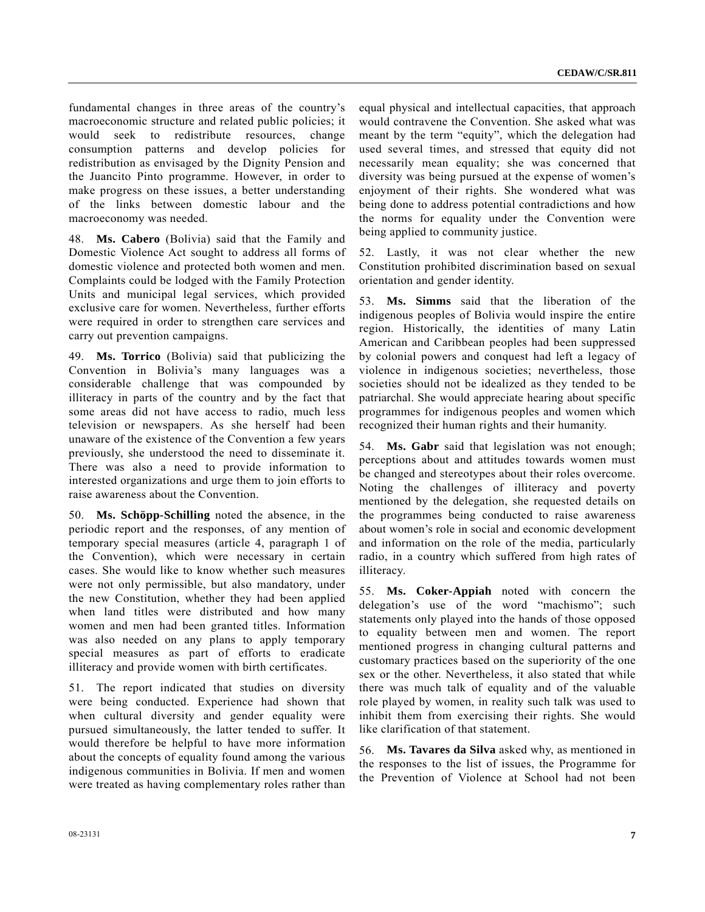fundamental changes in three areas of the country's macroeconomic structure and related public policies; it would seek to redistribute resources, change consumption patterns and develop policies for redistribution as envisaged by the Dignity Pension and the Juancito Pinto programme. However, in order to make progress on these issues, a better understanding of the links between domestic labour and the macroeconomy was needed.

48. **Ms. Cabero** (Bolivia) said that the Family and Domestic Violence Act sought to address all forms of domestic violence and protected both women and men. Complaints could be lodged with the Family Protection Units and municipal legal services, which provided exclusive care for women. Nevertheless, further efforts were required in order to strengthen care services and carry out prevention campaigns.

49. **Ms. Torrico** (Bolivia) said that publicizing the Convention in Bolivia's many languages was a considerable challenge that was compounded by illiteracy in parts of the country and by the fact that some areas did not have access to radio, much less television or newspapers. As she herself had been unaware of the existence of the Convention a few years previously, she understood the need to disseminate it. There was also a need to provide information to interested organizations and urge them to join efforts to raise awareness about the Convention.

50. **Ms. Schöpp-Schilling** noted the absence, in the periodic report and the responses, of any mention of temporary special measures (article 4, paragraph 1 of the Convention), which were necessary in certain cases. She would like to know whether such measures were not only permissible, but also mandatory, under the new Constitution, whether they had been applied when land titles were distributed and how many women and men had been granted titles. Information was also needed on any plans to apply temporary special measures as part of efforts to eradicate illiteracy and provide women with birth certificates.

51. The report indicated that studies on diversity were being conducted. Experience had shown that when cultural diversity and gender equality were pursued simultaneously, the latter tended to suffer. It would therefore be helpful to have more information about the concepts of equality found among the various indigenous communities in Bolivia. If men and women were treated as having complementary roles rather than equal physical and intellectual capacities, that approach would contravene the Convention. She asked what was meant by the term "equity", which the delegation had used several times, and stressed that equity did not necessarily mean equality; she was concerned that diversity was being pursued at the expense of women's enjoyment of their rights. She wondered what was being done to address potential contradictions and how the norms for equality under the Convention were being applied to community justice.

52. Lastly, it was not clear whether the new Constitution prohibited discrimination based on sexual orientation and gender identity.

53. **Ms. Simms** said that the liberation of the indigenous peoples of Bolivia would inspire the entire region. Historically, the identities of many Latin American and Caribbean peoples had been suppressed by colonial powers and conquest had left a legacy of violence in indigenous societies; nevertheless, those societies should not be idealized as they tended to be patriarchal. She would appreciate hearing about specific programmes for indigenous peoples and women which recognized their human rights and their humanity.

54. **Ms. Gabr** said that legislation was not enough; perceptions about and attitudes towards women must be changed and stereotypes about their roles overcome. Noting the challenges of illiteracy and poverty mentioned by the delegation, she requested details on the programmes being conducted to raise awareness about women's role in social and economic development and information on the role of the media, particularly radio, in a country which suffered from high rates of illiteracy.

55. **Ms. Coker-Appiah** noted with concern the delegation's use of the word "machismo"; such statements only played into the hands of those opposed to equality between men and women. The report mentioned progress in changing cultural patterns and customary practices based on the superiority of the one sex or the other. Nevertheless, it also stated that while there was much talk of equality and of the valuable role played by women, in reality such talk was used to inhibit them from exercising their rights. She would like clarification of that statement.

56. **Ms. Tavares da Silva** asked why, as mentioned in the responses to the list of issues, the Programme for the Prevention of Violence at School had not been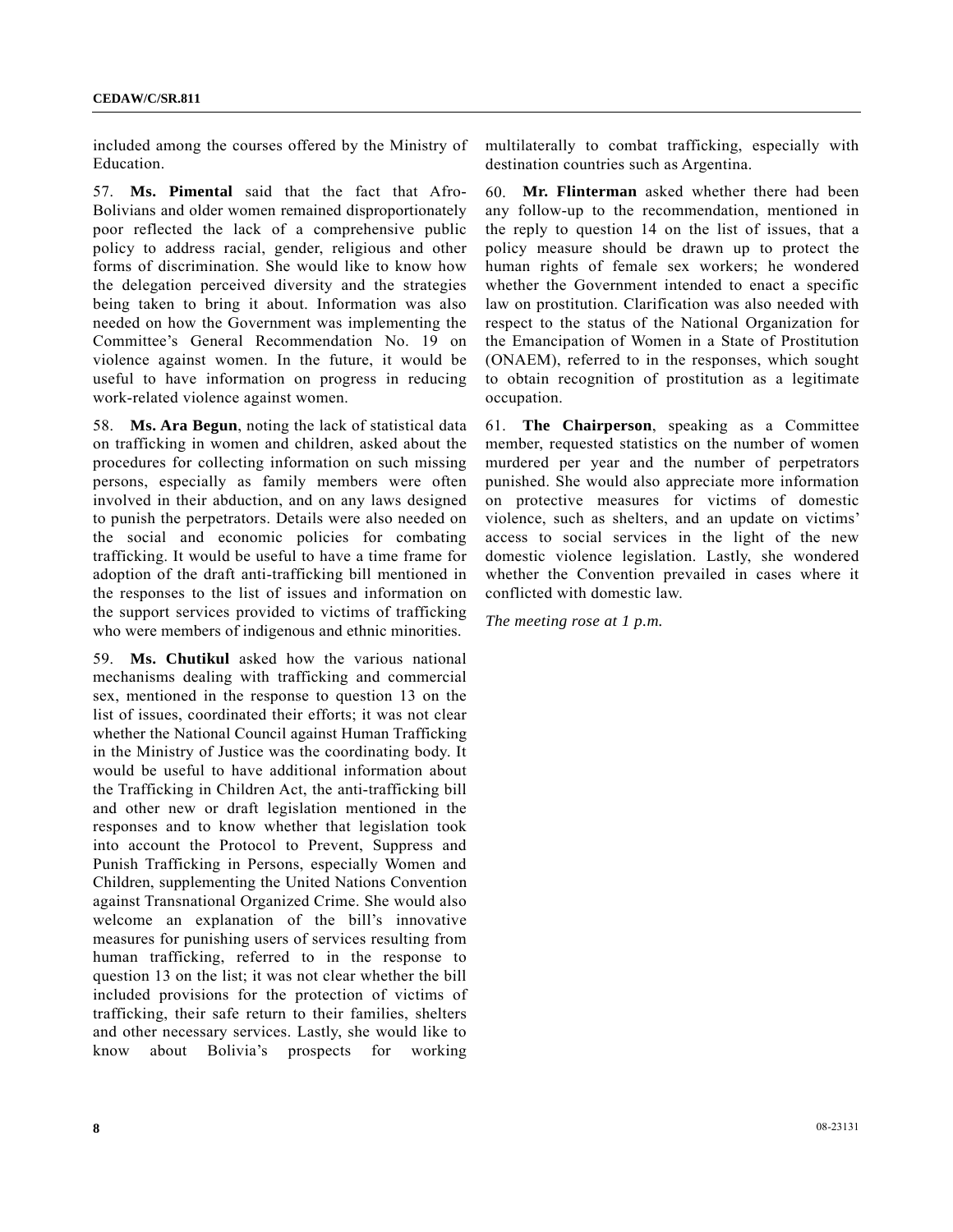included among the courses offered by the Ministry of Education.

57. **Ms. Pimentel** said that the fact that Afro-Bolivians and older women remained disproportionately poor reflected the lack of a comprehensive public policy to address racial, gender, religious and other forms of discrimination. She would like to know how the delegation perceived diversity and the strategies being taken to bring it about. Information was also needed on how the Government was implementing the Committee's General Recommendation No. 19 on violence against women. In the future, it would be useful to have information on progress in reducing work-related violence against women.

58. **Ms. Ara Begun**, noting the lack of statistical data on trafficking in women and children, asked about the procedures for collecting information on such missing persons, especially as family members were often involved in their abduction, and on any laws designed to punish the perpetrators. Details were also needed on the social and economic policies for combating trafficking. It would be useful to have a time frame for adoption of the draft anti-trafficking bill mentioned in the responses to the list of issues and information on the support services provided to victims of trafficking who were members of indigenous and ethnic minorities.

59. **Ms. Chutikul** asked how the various national mechanisms dealing with trafficking and commercial sex, mentioned in the response to question 13 on the list of issues, coordinated their efforts; it was not clear whether the National Council against Human Trafficking in the Ministry of Justice was the coordinating body. It would be useful to have additional information about the Trafficking in Children Act, the anti-trafficking bill and other new or draft legislation mentioned in the responses and to know whether that legislation took into account the Protocol to Prevent, Suppress and Punish Trafficking in Persons, especially Women and Children, supplementing the United Nations Convention against Transnational Organized Crime. She would also welcome an explanation of the bill's innovative measures for punishing users of services resulting from human trafficking, referred to in the response to question 13 on the list; it was not clear whether the bill included provisions for the protection of victims of trafficking, their safe return to their families, shelters and other necessary services. Lastly, she would like to know about Bolivia's prospects for working multilaterally to combat trafficking, especially with destination countries such as Argentina.

60. **Mr. Flinterman** asked whether there had been any follow-up to the recommendation, mentioned in the reply to question 14 on the list of issues, that a policy measure should be drawn up to protect the human rights of female sex workers; he wondered whether the Government intended to enact a specific law on prostitution. Clarification was also needed with respect to the status of the National Organization for the Emancipation of Women in a State of Prostitution (ONAEM), referred to in the responses, which sought to obtain recognition of prostitution as a legitimate occupation.

61. **The Chairperson**, speaking as a Committee member, requested statistics on the number of women murdered per year and the number of perpetrators punished. She would also appreciate more information on protective measures for victims of domestic violence, such as shelters, and an update on victims' access to social services in the light of the new domestic violence legislation. Lastly, she wondered whether the Convention prevailed in cases where it conflicted with domestic law.

*The meeting rose at 1 p.m.*